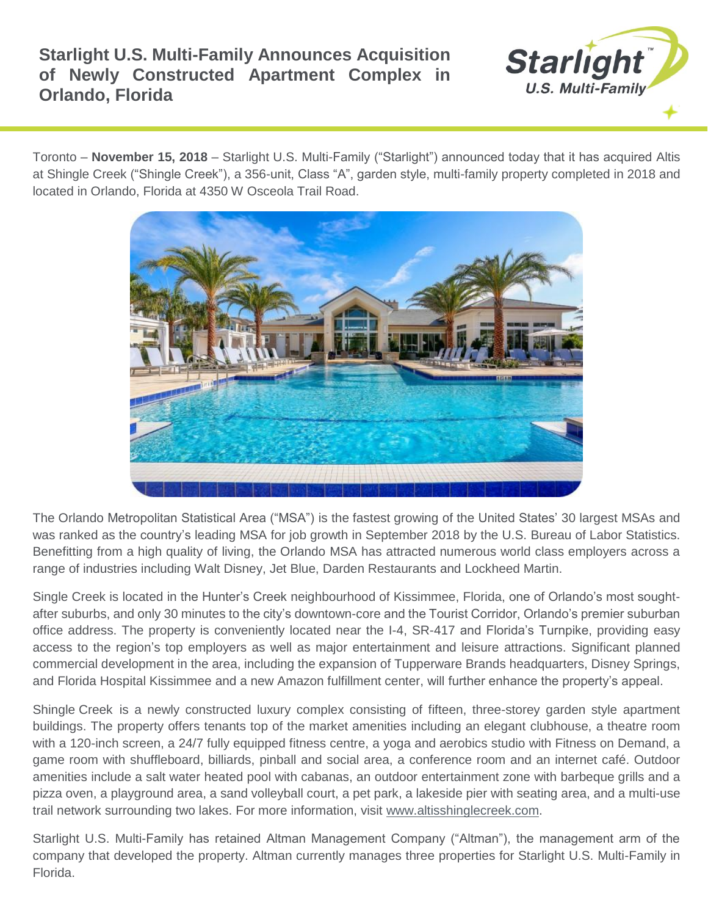# Starlight U.S. Multi-Family Announces Acquisition of Newly Constructed Apartment Complex in Orlando, Florida

Toronto – **November 15, 2018** – Starlight U.S. Multi-Family ("Starlight") announced today that it has acquired Altis at Shingle Creek ("Shingle Creek"), a 356-unit, Class "A", garden style, multi-family property completed in 2018 and located in Orlando, Florida at 4350 W Osceola Trail Road.

The Orlando Metropolitan Statistical Area ("MSA") is the fastest growing of the United States' 30 largest MSAs and was ranked as the country's leading MSA for job growth in September 2018 by the U.S. Bureau of Labor Statistics. Benefitting from a high quality of living, the Orlando MSA has attracted numerous world class employers across a range of industries including Walt Disney, Jet Blue, Darden Restaurants and Lockheed Martin.

Single Creek is located in the Hunter's Creek neighbourhood of Kissimmee, Florida, one of Orlando's most sought-after suburbs, and only 30 minutes to the city's downtown-core and the Tourist Corridor, Orlando's premier suburban office address. The property is conveniently located near the I-4, SR-417 and Florida's Turnpike, providing easy access to the region's top employers as well as major entertainment and leisure attractions. Significant planned commercial development in the area, including the expansion of Tupperware Brands headquarters, Disney Springs, and Florida Hospital Kissimmee and a new Amazon fulfillment center, will further enhance the property's appeal.

Shingle Creek is a newly constructed luxury complex consisting of fifteen, three-storey garden style apartment buildings. The property offers tenants top of the market amenities including an elegant clubhouse, a theatre room with a 120-inch screen, a 24/7 fully equipped fitness centre, a yoga and aerobics studio with Fitness on Demand, a game room with shuffleboard, billiards, pinball and social area, a conference room and an internet café. Outdoor amenities include a salt water heated pool with cabanas, an outdoor entertainment zone with barbeque grills and a pizza oven, a playground area, a sand volleyball court, a pet park, a lakeside pier with seating area, and a multi-use trail network surrounding two lakes. For more information, visit www.altisshinglecreek.com.

Starlight U.S. Multi-Family has retained Altman Management Company ("Altman"), the management arm of the company that developed the property. Altman currently manages three properties for Starlight U.S. Multi-Family in Florida.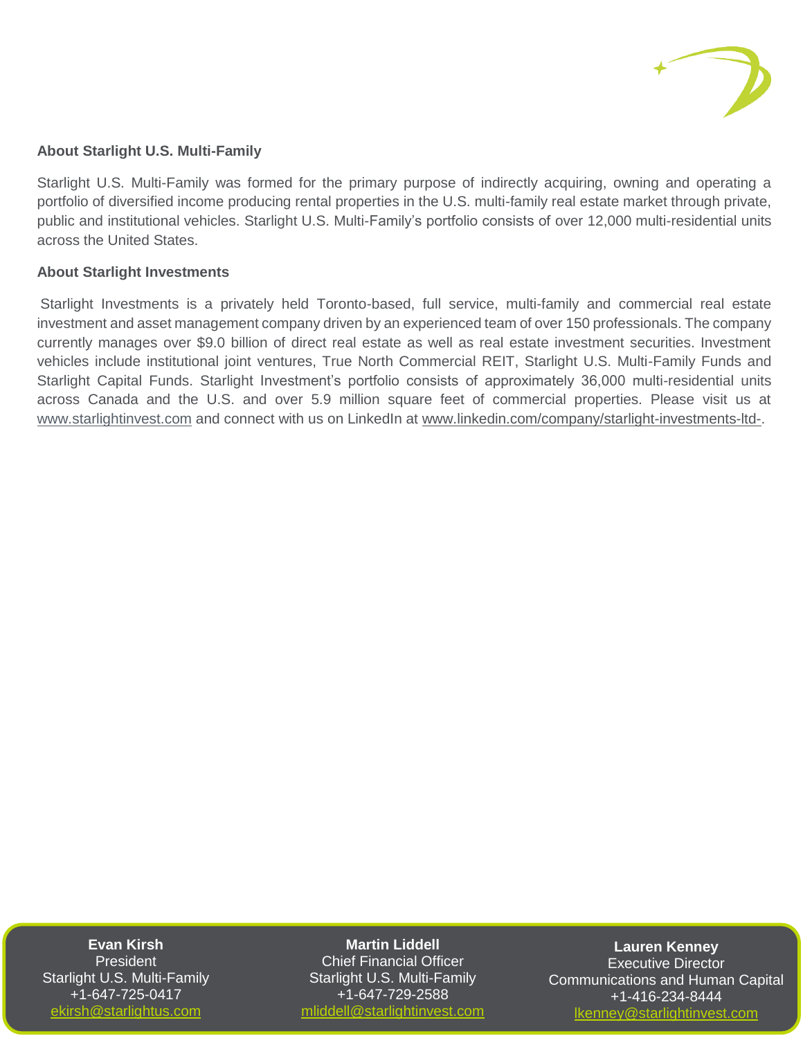**About Starlight U.S. Multi-Family**

Starlight U.S. Multi-Family was formed for the primary purpose of indirectly acquiring, owning and operating a portfolio of diversified income producing rental properties in the U.S. multi-family real estate market through private, public and institutional vehicles. Starlight U.S. Multi-Family's portfolio consists of over 12,000 multi-residential units across the United States.

**About Starlight Investments**

Starlight Investments is a privately held Toronto-based, full service, multi-family and commercial real estate investment and asset management company driven by an experienced team of over 150 professionals. The company currently manages over $9.0 billion of direct real estate as well as real estate investment securities. Investment vehicles include institutional joint ventures, True North Commercial REIT, Starlight U.S. Multi-Family Funds and Starlight Capital Funds. Starlight Investment's portfolio consists of approximately 36,000 multi-residential units across Canada and the U.S. and over 5.9 million square feet of commercial properties. Please visit us at www.starlightinvest.com and connect with us on LinkedIn at www.linkedin.com/company/starlight-investments-ltd-.

**Evan Kirsh**
President
Starlight U.S. Multi-Family
+1-647-725-0417
ekirsh@starlightus.com

**Martin Liddell**
Chief Financial Officer
Starlight U.S. Multi-Family
+1-647-729-2588
mliddell@starlightinvest.com

**Lauren Kenney**
Executive Director
Communications and Human Capital
+1-416-234-8444
lkenney@starlightinvest.com